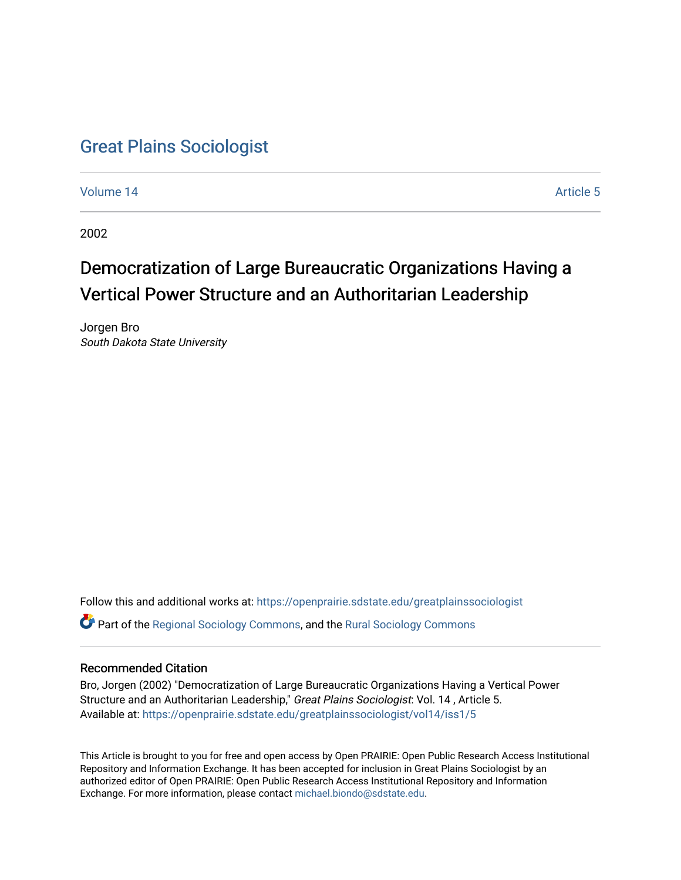# Great Plains Sociologist

Volume 14 | Article 5

2002

## Democratization of Large Bureaucratic Organizations Having a Vertical Power Structure and an Authoritarian Leadership

Jorgen Bro
*South Dakota State University*

Follow this and additional works at: https://openprairie.sdstate.edu/greatplainssociologist

Part of the Regional Sociology Commons, and the Rural Sociology Commons

### Recommended Citation

Bro, Jorgen (2002) "Democratization of Large Bureaucratic Organizations Having a Vertical Power Structure and an Authoritarian Leadership," *Great Plains Sociologist*: Vol. 14 , Article 5.
Available at: https://openprairie.sdstate.edu/greatplainssociologist/vol14/iss1/5

This Article is brought to you for free and open access by Open PRAIRIE: Open Public Research Access Institutional Repository and Information Exchange. It has been accepted for inclusion in Great Plains Sociologist by an authorized editor of Open PRAIRIE: Open Public Research Access Institutional Repository and Information Exchange. For more information, please contact michael.biondo@sdstate.edu.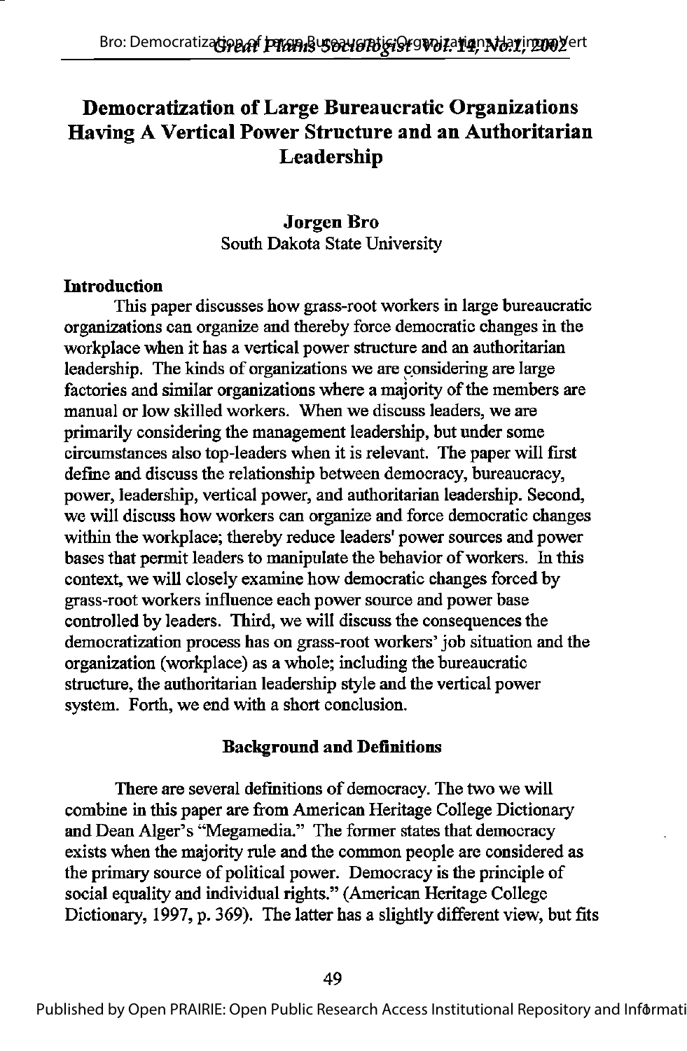# Democratization of Large Bureaucratic Organizations Having A Vertical Power Structure and an Authoritarian Leadership

**Jorgen Bro**
South Dakota State University

## Introduction

This paper discusses how grass-root workers in large bureaucratic organizations can organize and thereby force democratic changes in the workplace when it has a vertical power structure and an authoritarian leadership. The kinds of organizations we are considering are large factories and similar organizations where a majority of the members are manual or low skilled workers. When we discuss leaders, we are primarily considering the management leadership, but under some circumstances also top-leaders when it is relevant. The paper will first define and discuss the relationship between democracy, bureaucracy, power, leadership, vertical power, and authoritarian leadership. Second, we will discuss how workers can organize and force democratic changes within the workplace; thereby reduce leaders' power sources and power bases that permit leaders to manipulate the behavior of workers. In this context, we will closely examine how democratic changes forced by grass-root workers influence each power source and power base controlled by leaders. Third, we will discuss the consequences the democratization process has on grass-root workers' job situation and the organization (workplace) as a whole; including the bureaucratic structure, the authoritarian leadership style and the vertical power system. Forth, we end with a short conclusion.

## Background and Definitions

There are several definitions of democracy. The two we will combine in this paper are from American Heritage College Dictionary and Dean Alger's "Megamedia." The former states that democracy exists when the majority rule and the common people are considered as the primary source of political power. Democracy is the principle of social equality and individual rights." (American Heritage College Dictionary, 1997, p. 369). The latter has a slightly different view, but fits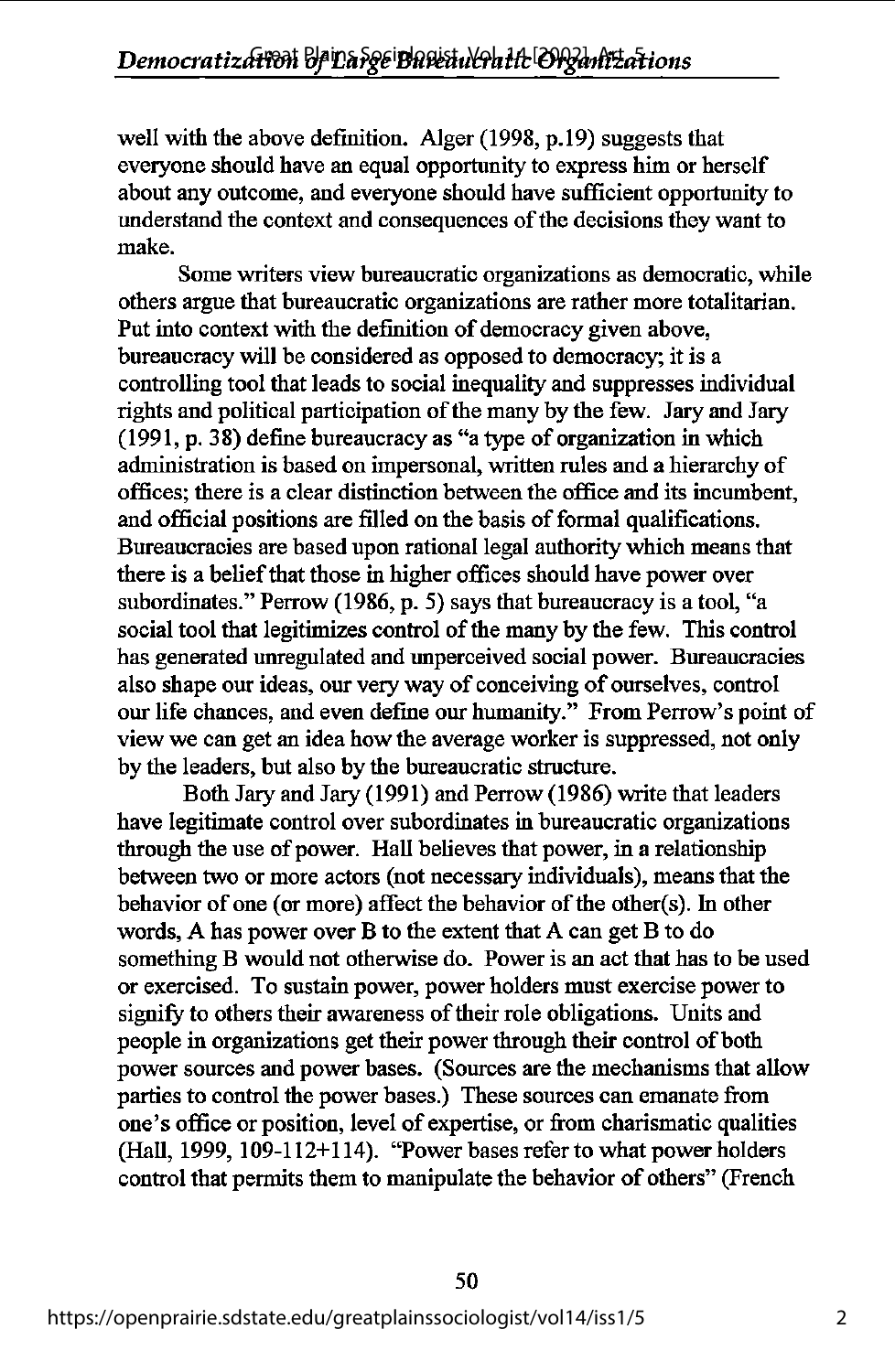well with the above definition. Alger (1998, p.19) suggests that everyone should have an equal opportunity to express him or herself about any outcome, and everyone should have sufficient opportunity to understand the context and consequences of the decisions they want to make.

Some writers view bureaucratic organizations as democratic, while others argue that bureaucratic organizations are rather more totalitarian. Put into context with the definition of democracy given above, bureaucracy will be considered as opposed to democracy; it is a controlling tool that leads to social inequality and suppresses individual rights and political participation of the many by the few. Jary and Jary (1991, p. 38) define bureaucracy as "a type of organization in which administration is based on impersonal, written rules and a hierarchy of offices; there is a clear distinction between the office and its incumbent, and official positions are filled on the basis of formal qualifications. Bureaucracies are based upon rational legal authority which means that there is a belief that those in higher offices should have power over subordinates." Perrow (1986, p. 5) says that bureaucracy is a tool, "a social tool that legitimizes control of the many by the few. This control has generated unregulated and unperceived social power. Bureaucracies also shape our ideas, our very way of conceiving of ourselves, control our life chances, and even define our humanity." From Perrow's point of view we can get an idea how the average worker is suppressed, not only by the leaders, but also by the bureaucratic structure.

Both Jary and Jary (1991) and Perrow (1986) write that leaders have legitimate control over subordinates in bureaucratic organizations through the use of power. Hall believes that power, in a relationship between two or more actors (not necessary individuals), means that the behavior of one (or more) affect the behavior of the other(s). In other words, A has power over B to the extent that A can get B to do something B would not otherwise do. Power is an act that has to be used or exercised. To sustain power, power holders must exercise power to signify to others their awareness of their role obligations. Units and people in organizations get their power through their control of both power sources and power bases. (Sources are the mechanisms that allow parties to control the power bases.) These sources can emanate from one's office or position, level of expertise, or from charismatic qualities (Hall, 1999, 109-112+114). "Power bases refer to what power holders control that permits them to manipulate the behavior of others" (French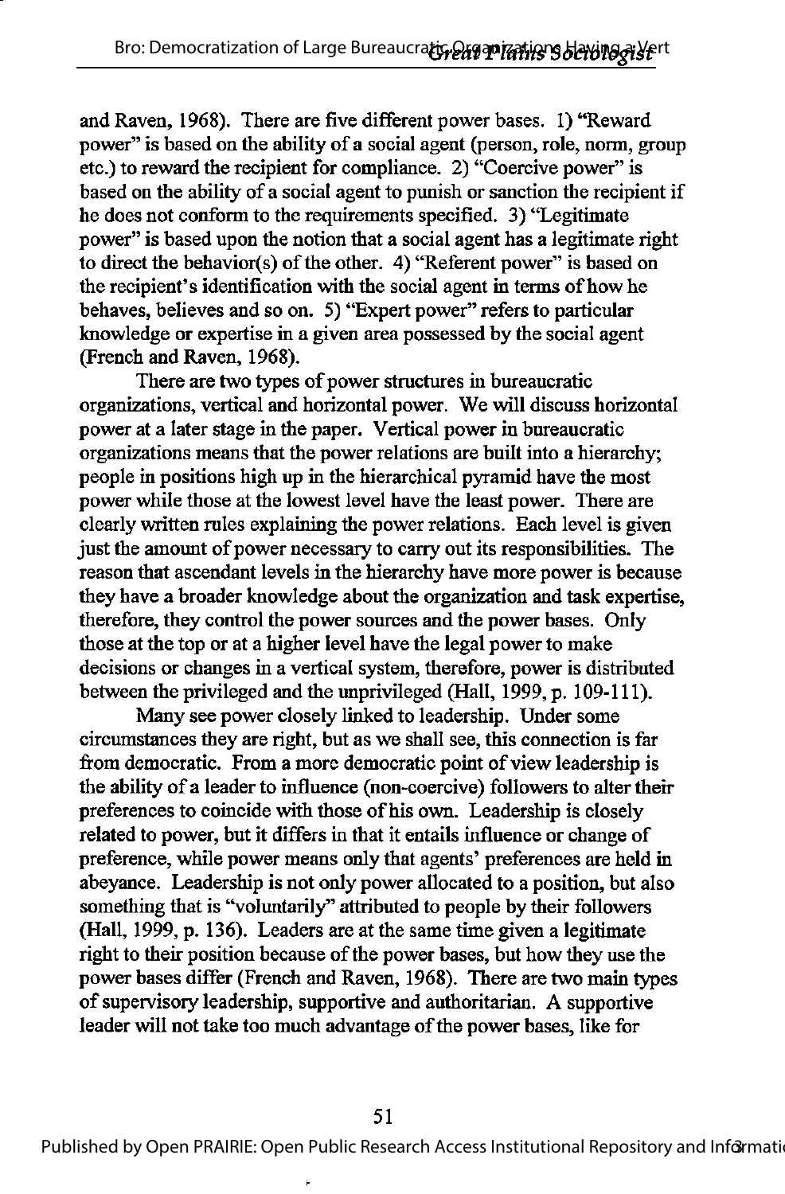and Raven, 1968). There are five different power bases. 1) "Reward power" is based on the ability of a social agent (person, role, norm, group etc.) to reward the recipient for compliance. 2) "Coercive power" is based on the ability of a social agent to punish or sanction the recipient if he does not conform to the requirements specified. 3) "Legitimate power" is based upon the notion that a social agent has a legitimate right to direct the behavior(s) of the other. 4) "Referent power" is based on the recipient's identification with the social agent in terms of how he behaves, believes and so on. 5) "Expert power" refers to particular knowledge or expertise in a given area possessed by the social agent (French and Raven, 1968).

There are two types of power structures in bureaucratic organizations, vertical and horizontal power. We will discuss horizontal power at a later stage in the paper. Vertical power in bureaucratic organizations means that the power relations are built into a hierarchy; people in positions high up in the hierarchical pyramid have the most power while those at the lowest level have the least power. There are clearly written rules explaining the power relations. Each level is given just the amount of power necessary to carry out its responsibilities. The reason that ascendant levels in the hierarchy have more power is because they have a broader knowledge about the organization and task expertise, therefore, they control the power sources and the power bases. Only those at the top or at a higher level have the legal power to make decisions or changes in a vertical system, therefore, power is distributed between the privileged and the unprivileged (Hall, 1999, p. 109-111).

Many see power closely linked to leadership. Under some circumstances they are right, but as we shall see, this connection is far from democratic. From a more democratic point of view leadership is the ability of a leader to influence (non-coercive) followers to alter their preferences to coincide with those of his own. Leadership is closely related to power, but it differs in that it entails influence or change of preference, while power means only that agents' preferences are held in abeyance. Leadership is not only power allocated to a position, but also something that is "voluntarily" attributed to people by their followers (Hall, 1999, p. 136). Leaders are at the same time given a legitimate right to their position because of the power bases, but how they use the power bases differ (French and Raven, 1968). There are two main types of supervisory leadership, supportive and authoritarian. A supportive leader will not take too much advantage of the power bases, like for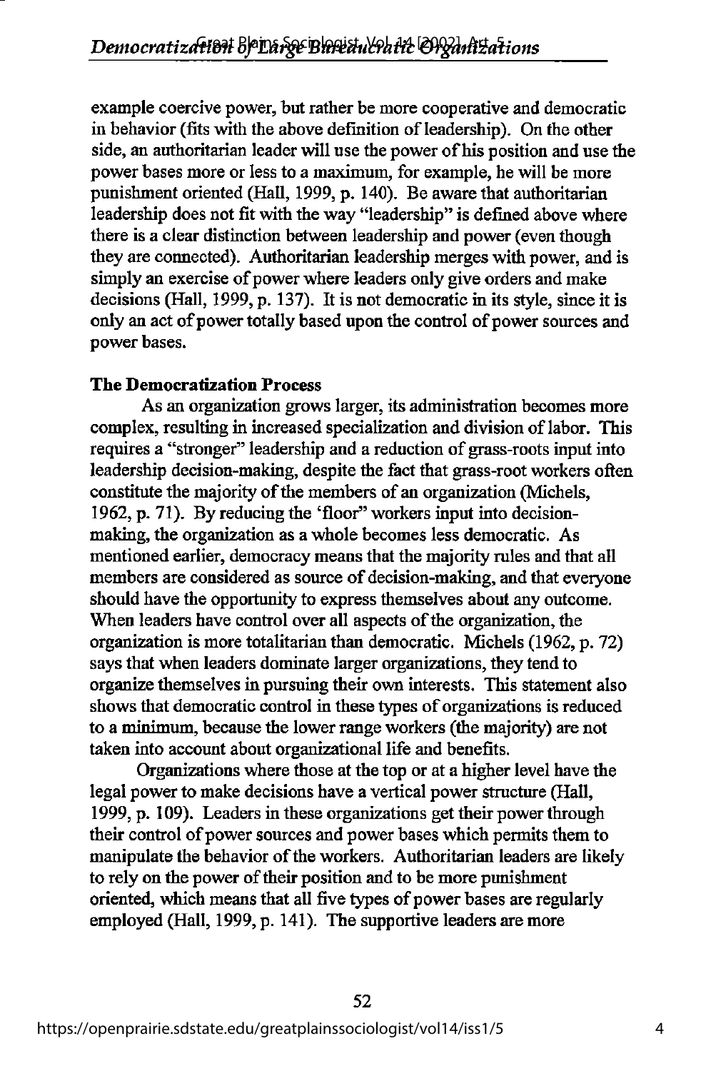example coercive power, but rather be more cooperative and democratic in behavior (fits with the above definition of leadership). On the other side, an authoritarian leader will use the power of his position and use the power bases more or less to a maximum, for example, he will be more punishment oriented (Hall, 1999, p. 140). Be aware that authoritarian leadership does not fit with the way "leadership" is defined above where there is a clear distinction between leadership and power (even though they are connected). Authoritarian leadership merges with power, and is simply an exercise of power where leaders only give orders and make decisions (Hall, 1999, p. 137). It is not democratic in its style, since it is only an act of power totally based upon the control of power sources and power bases.

**The Democratization Process**

As an organization grows larger, its administration becomes more complex, resulting in increased specialization and division of labor. This requires a "stronger" leadership and a reduction of grass-roots input into leadership decision-making, despite the fact that grass-root workers often constitute the majority of the members of an organization (Michels, 1962, p. 71). By reducing the 'floor" workers input into decision-making, the organization as a whole becomes less democratic. As mentioned earlier, democracy means that the majority rules and that all members are considered as source of decision-making, and that everyone should have the opportunity to express themselves about any outcome. When leaders have control over all aspects of the organization, the organization is more totalitarian than democratic. Michels (1962, p. 72) says that when leaders dominate larger organizations, they tend to organize themselves in pursuing their own interests. This statement also shows that democratic control in these types of organizations is reduced to a minimum, because the lower range workers (the majority) are not taken into account about organizational life and benefits.

Organizations where those at the top or at a higher level have the legal power to make decisions have a vertical power structure (Hall, 1999, p. 109). Leaders in these organizations get their power through their control of power sources and power bases which permits them to manipulate the behavior of the workers. Authoritarian leaders are likely to rely on the power of their position and to be more punishment oriented, which means that all five types of power bases are regularly employed (Hall, 1999, p. 141). The supportive leaders are more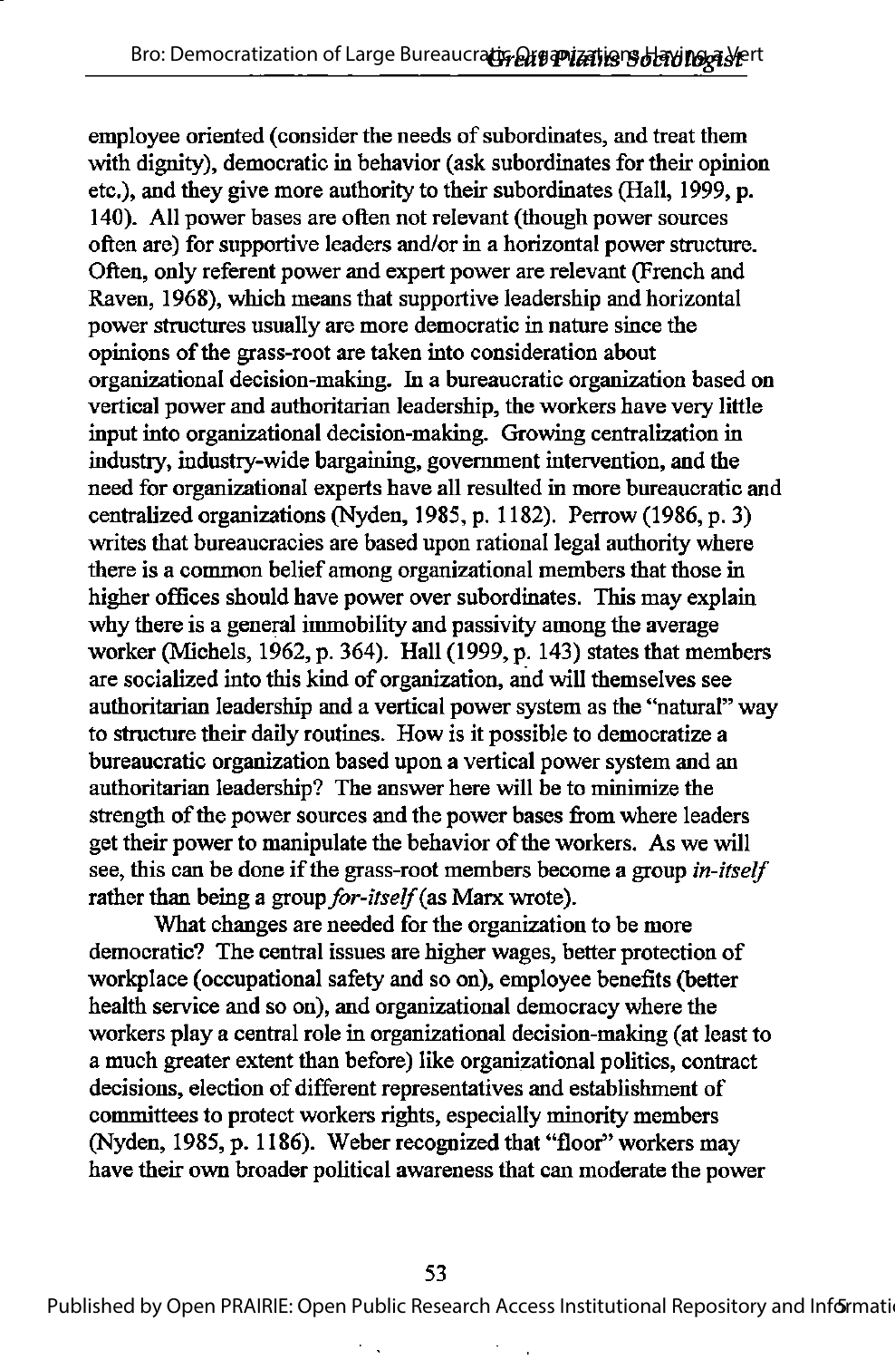employee oriented (consider the needs of subordinates, and treat them with dignity), democratic in behavior (ask subordinates for their opinion etc.), and they give more authority to their subordinates (Hall, 1999, p. 140). All power bases are often not relevant (though power sources often are) for supportive leaders and/or in a horizontal power structure. Often, only referent power and expert power are relevant (French and Raven, 1968), which means that supportive leadership and horizontal power structures usually are more democratic in nature since the opinions of the grass-root are taken into consideration about organizational decision-making. In a bureaucratic organization based on vertical power and authoritarian leadership, the workers have very little input into organizational decision-making. Growing centralization in industry, industry-wide bargaining, government intervention, and the need for organizational experts have all resulted in more bureaucratic and centralized organizations (Nyden, 1985, p. 1182). Perrow (1986, p. 3) writes that bureaucracies are based upon rational legal authority where there is a common belief among organizational members that those in higher offices should have power over subordinates. This may explain why there is a general immobility and passivity among the average worker (Michels, 1962, p. 364). Hall (1999, p. 143) states that members are socialized into this kind of organization, and will themselves see authoritarian leadership and a vertical power system as the "natural" way to structure their daily routines. How is it possible to democratize a bureaucratic organization based upon a vertical power system and an authoritarian leadership? The answer here will be to minimize the strength of the power sources and the power bases from where leaders get their power to manipulate the behavior of the workers. As we will see, this can be done if the grass-root members become a group *in-itself* rather than being a group *for-itself* (as Marx wrote).

What changes are needed for the organization to be more democratic? The central issues are higher wages, better protection of workplace (occupational safety and so on), employee benefits (better health service and so on), and organizational democracy where the workers play a central role in organizational decision-making (at least to a much greater extent than before) like organizational politics, contract decisions, election of different representatives and establishment of committees to protect workers rights, especially minority members (Nyden, 1985, p. 1186). Weber recognized that "floor" workers may have their own broader political awareness that can moderate the power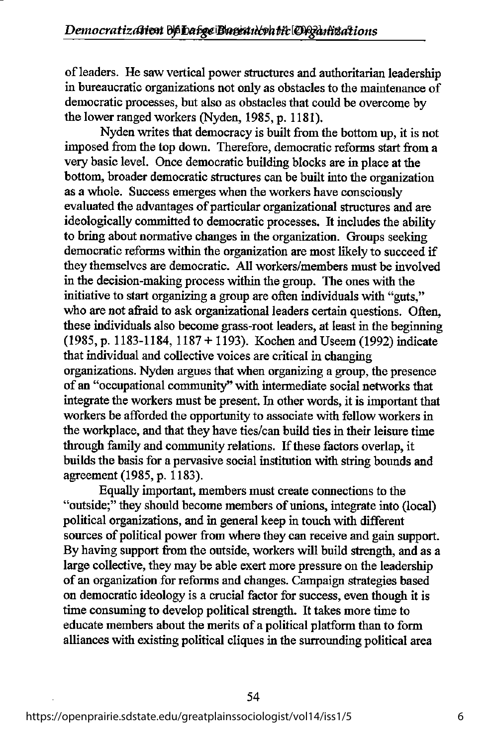of leaders. He saw vertical power structures and authoritarian leadership in bureaucratic organizations not only as obstacles to the maintenance of democratic processes, but also as obstacles that could be overcome by the lower ranged workers (Nyden, 1985, p. 1181).

Nyden writes that democracy is built from the bottom up, it is not imposed from the top down. Therefore, democratic reforms start from a very basic level. Once democratic building blocks are in place at the bottom, broader democratic structures can be built into the organization as a whole. Success emerges when the workers have consciously evaluated the advantages of particular organizational structures and are ideologically committed to democratic processes. It includes the ability to bring about normative changes in the organization. Groups seeking democratic reforms within the organization are most likely to succeed if they themselves are democratic. All workers/members must be involved in the decision-making process within the group. The ones with the initiative to start organizing a group are often individuals with "guts," who are not afraid to ask organizational leaders certain questions. Often, these individuals also become grass-root leaders, at least in the beginning (1985, p. 1183-1184, 1187 + 1193). Kochen and Useem (1992) indicate that individual and collective voices are critical in changing organizations. Nyden argues that when organizing a group, the presence of an "occupational community" with intermediate social networks that integrate the workers must be present. In other words, it is important that workers be afforded the opportunity to associate with fellow workers in the workplace, and that they have ties/can build ties in their leisure time through family and community relations. If these factors overlap, it builds the basis for a pervasive social institution with string bounds and agreement (1985, p. 1183).

Equally important, members must create connections to the "outside;" they should become members of unions, integrate into (local) political organizations, and in general keep in touch with different sources of political power from where they can receive and gain support. By having support from the outside, workers will build strength, and as a large collective, they may be able exert more pressure on the leadership of an organization for reforms and changes. Campaign strategies based on democratic ideology is a crucial factor for success, even though it is time consuming to develop political strength. It takes more time to educate members about the merits of a political platform than to form alliances with existing political cliques in the surrounding political area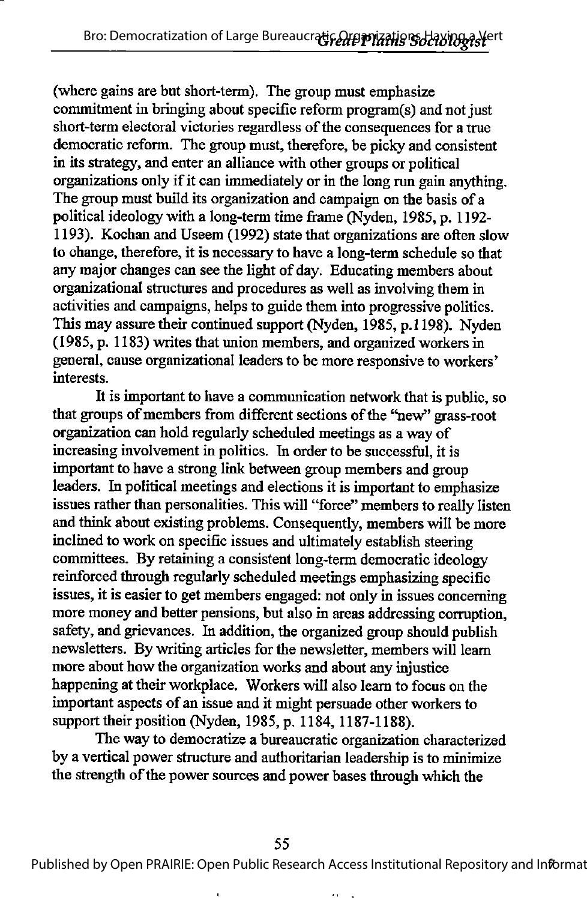(where gains are but short-term). The group must emphasize commitment in bringing about specific reform program(s) and not just short-term electoral victories regardless of the consequences for a true democratic reform. The group must, therefore, be picky and consistent in its strategy, and enter an alliance with other groups or political organizations only if it can immediately or in the long run gain anything. The group must build its organization and campaign on the basis of a political ideology with a long-term time frame (Nyden, 1985, p. 1192-1193). Kochan and Useem (1992) state that organizations are often slow to change, therefore, it is necessary to have a long-term schedule so that any major changes can see the light of day. Educating members about organizational structures and procedures as well as involving them in activities and campaigns, helps to guide them into progressive politics. This may assure their continued support (Nyden, 1985, p.1198). Nyden (1985, p. 1183) writes that union members, and organized workers in general, cause organizational leaders to be more responsive to workers' interests.

It is important to have a communication network that is public, so that groups of members from different sections of the "new" grass-root organization can hold regularly scheduled meetings as a way of increasing involvement in politics. In order to be successful, it is important to have a strong link between group members and group leaders. In political meetings and elections it is important to emphasize issues rather than personalities. This will "force" members to really listen and think about existing problems. Consequently, members will be more inclined to work on specific issues and ultimately establish steering committees. By retaining a consistent long-term democratic ideology reinforced through regularly scheduled meetings emphasizing specific issues, it is easier to get members engaged: not only in issues concerning more money and better pensions, but also in areas addressing corruption, safety, and grievances. In addition, the organized group should publish newsletters. By writing articles for the newsletter, members will learn more about how the organization works and about any injustice happening at their workplace. Workers will also learn to focus on the important aspects of an issue and it might persuade other workers to support their position (Nyden, 1985, p. 1184, 1187-1188).

The way to democratize a bureaucratic organization characterized by a vertical power structure and authoritarian leadership is to minimize the strength of the power sources and power bases through which the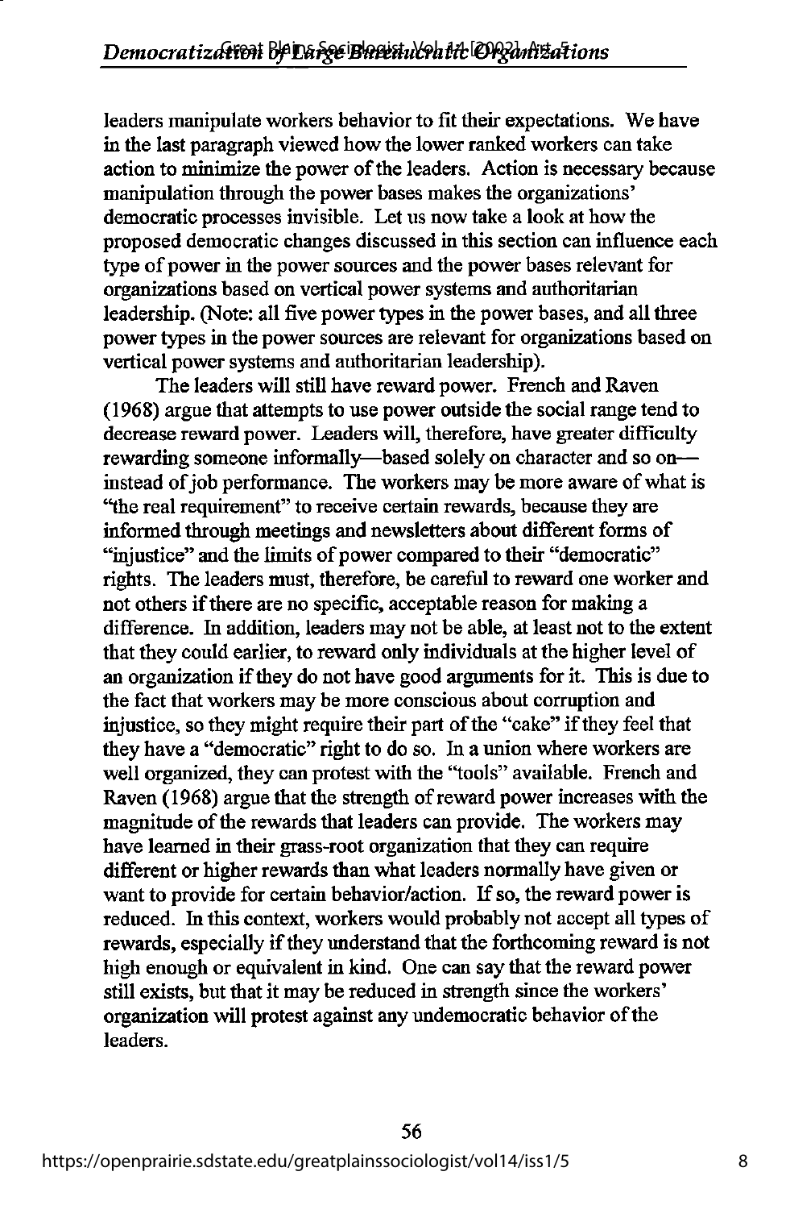leaders manipulate workers behavior to fit their expectations. We have in the last paragraph viewed how the lower ranked workers can take action to minimize the power of the leaders. Action is necessary because manipulation through the power bases makes the organizations' democratic processes invisible. Let us now take a look at how the proposed democratic changes discussed in this section can influence each type of power in the power sources and the power bases relevant for organizations based on vertical power systems and authoritarian leadership. (Note: all five power types in the power bases, and all three power types in the power sources are relevant for organizations based on vertical power systems and authoritarian leadership).

The leaders will still have reward power. French and Raven (1968) argue that attempts to use power outside the social range tend to decrease reward power. Leaders will, therefore, have greater difficulty rewarding someone informally—based solely on character and so on—instead of job performance. The workers may be more aware of what is "the real requirement" to receive certain rewards, because they are informed through meetings and newsletters about different forms of "injustice" and the limits of power compared to their "democratic" rights. The leaders must, therefore, be careful to reward one worker and not others if there are no specific, acceptable reason for making a difference. In addition, leaders may not be able, at least not to the extent that they could earlier, to reward only individuals at the higher level of an organization if they do not have good arguments for it. This is due to the fact that workers may be more conscious about corruption and injustice, so they might require their part of the "cake" if they feel that they have a "democratic" right to do so. In a union where workers are well organized, they can protest with the "tools" available. French and Raven (1968) argue that the strength of reward power increases with the magnitude of the rewards that leaders can provide. The workers may have learned in their grass-root organization that they can require different or higher rewards than what leaders normally have given or want to provide for certain behavior/action. If so, the reward power is reduced. In this context, workers would probably not accept all types of rewards, especially if they understand that the forthcoming reward is not high enough or equivalent in kind. One can say that the reward power still exists, but that it may be reduced in strength since the workers' organization will protest against any undemocratic behavior of the leaders.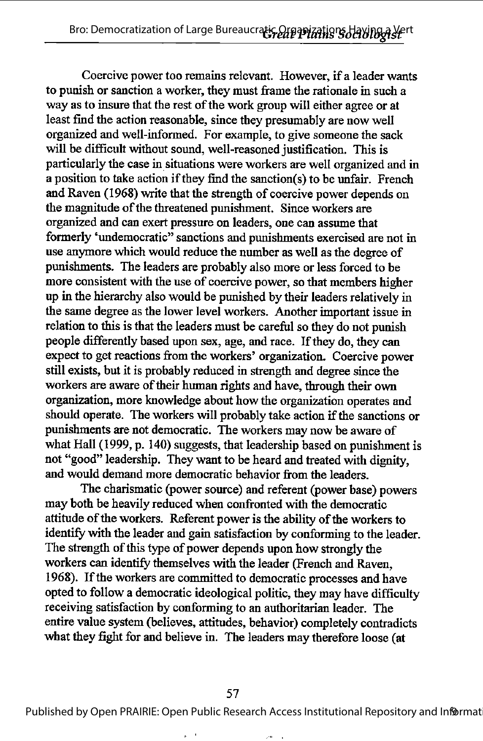Coercive power too remains relevant. However, if a leader wants to punish or sanction a worker, they must frame the rationale in such a way as to insure that the rest of the work group will either agree or at least find the action reasonable, since they presumably are now well organized and well-informed. For example, to give someone the sack will be difficult without sound, well-reasoned justification. This is particularly the case in situations were workers are well organized and in a position to take action if they find the sanction(s) to be unfair. French and Raven (1968) write that the strength of coercive power depends on the magnitude of the threatened punishment. Since workers are organized and can exert pressure on leaders, one can assume that formerly 'undemocratic" sanctions and punishments exercised are not in use anymore which would reduce the number as well as the degree of punishments. The leaders are probably also more or less forced to be more consistent with the use of coercive power, so that members higher up in the hierarchy also would be punished by their leaders relatively in the same degree as the lower level workers. Another important issue in relation to this is that the leaders must be careful so they do not punish people differently based upon sex, age, and race. If they do, they can expect to get reactions from the workers' organization. Coercive power still exists, but it is probably reduced in strength and degree since the workers are aware of their human rights and have, through their own organization, more knowledge about how the organization operates and should operate. The workers will probably take action if the sanctions or punishments are not democratic. The workers may now be aware of what Hall (1999, p. 140) suggests, that leadership based on punishment is not "good" leadership. They want to be heard and treated with dignity, and would demand more democratic behavior from the leaders.

The charismatic (power source) and referent (power base) powers may both be heavily reduced when confronted with the democratic attitude of the workers. Referent power is the ability of the workers to identify with the leader and gain satisfaction by conforming to the leader. The strength of this type of power depends upon how strongly the workers can identify themselves with the leader (French and Raven, 1968). If the workers are committed to democratic processes and have opted to follow a democratic ideological politic, they may have difficulty receiving satisfaction by conforming to an authoritarian leader. The entire value system (believes, attitudes, behavior) completely contradicts what they fight for and believe in. The leaders may therefore loose (at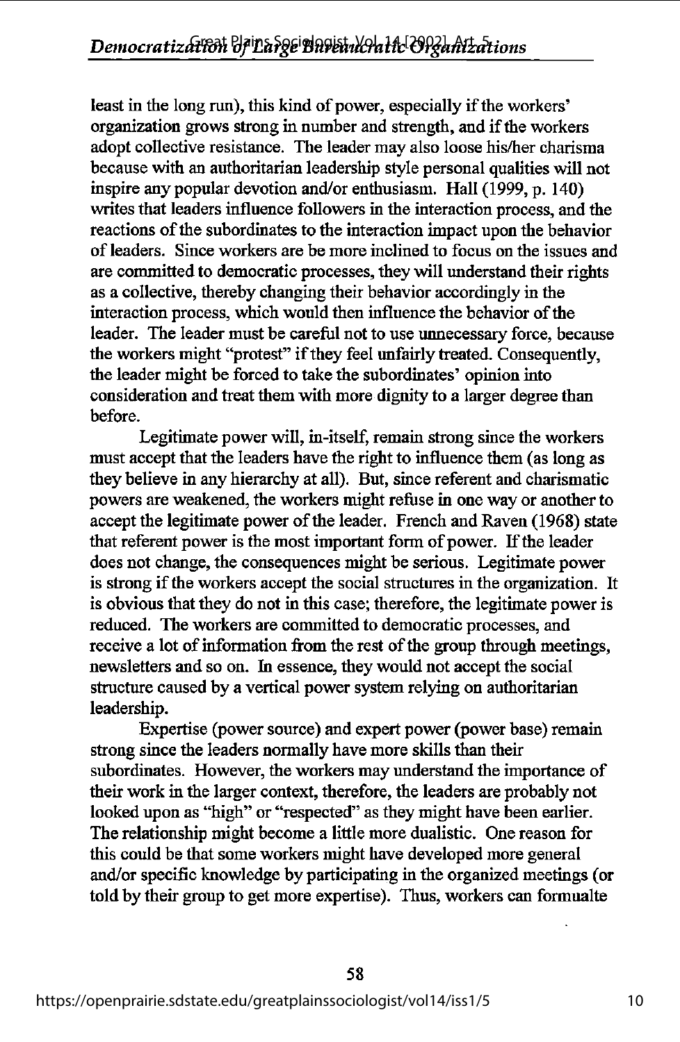least in the long run), this kind of power, especially if the workers' organization grows strong in number and strength, and if the workers adopt collective resistance. The leader may also loose his/her charisma because with an authoritarian leadership style personal qualities will not inspire any popular devotion and/or enthusiasm. Hall (1999, p. 140) writes that leaders influence followers in the interaction process, and the reactions of the subordinates to the interaction impact upon the behavior of leaders. Since workers are be more inclined to focus on the issues and are committed to democratic processes, they will understand their rights as a collective, thereby changing their behavior accordingly in the interaction process, which would then influence the behavior of the leader. The leader must be careful not to use unnecessary force, because the workers might "protest" if they feel unfairly treated. Consequently, the leader might be forced to take the subordinates' opinion into consideration and treat them with more dignity to a larger degree than before.

Legitimate power will, in-itself, remain strong since the workers must accept that the leaders have the right to influence them (as long as they believe in any hierarchy at all). But, since referent and charismatic powers are weakened, the workers might refuse in one way or another to accept the legitimate power of the leader. French and Raven (1968) state that referent power is the most important form of power. If the leader does not change, the consequences might be serious. Legitimate power is strong if the workers accept the social structures in the organization. It is obvious that they do not in this case; therefore, the legitimate power is reduced. The workers are committed to democratic processes, and receive a lot of information from the rest of the group through meetings, newsletters and so on. In essence, they would not accept the social structure caused by a vertical power system relying on authoritarian leadership.

Expertise (power source) and expert power (power base) remain strong since the leaders normally have more skills than their subordinates. However, the workers may understand the importance of their work in the larger context, therefore, the leaders are probably not looked upon as "high" or "respected" as they might have been earlier. The relationship might become a little more dualistic. One reason for this could be that some workers might have developed more general and/or specific knowledge by participating in the organized meetings (or told by their group to get more expertise). Thus, workers can formualte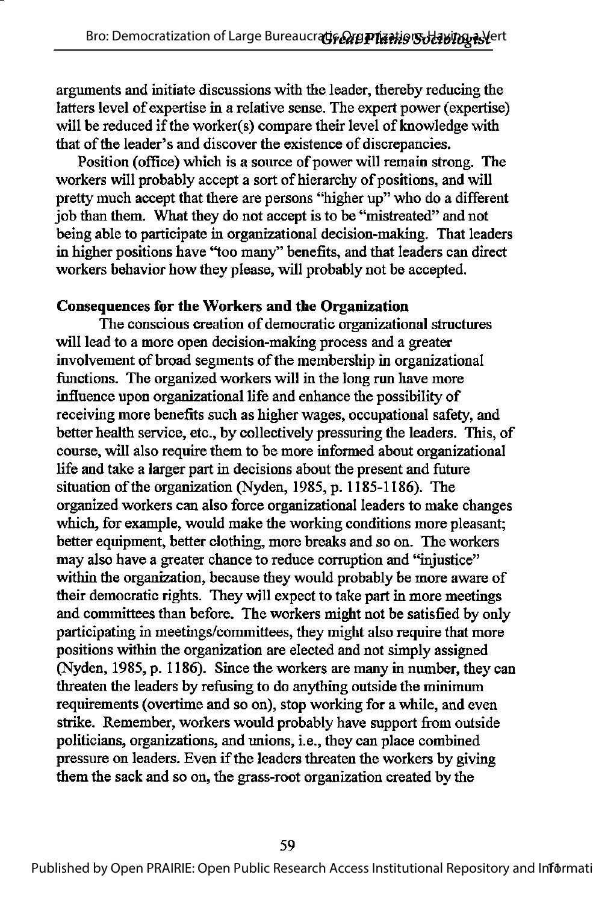arguments and initiate discussions with the leader, thereby reducing the latters level of expertise in a relative sense. The expert power (expertise) will be reduced if the worker(s) compare their level of knowledge with that of the leader's and discover the existence of discrepancies.

Position (office) which is a source of power will remain strong. The workers will probably accept a sort of hierarchy of positions, and will pretty much accept that there are persons "higher up" who do a different job than them. What they do not accept is to be "mistreated" and not being able to participate in organizational decision-making. That leaders in higher positions have "too many" benefits, and that leaders can direct workers behavior how they please, will probably not be accepted.

**Consequences for the Workers and the Organization**

The conscious creation of democratic organizational structures will lead to a more open decision-making process and a greater involvement of broad segments of the membership in organizational functions. The organized workers will in the long run have more influence upon organizational life and enhance the possibility of receiving more benefits such as higher wages, occupational safety, and better health service, etc., by collectively pressuring the leaders. This, of course, will also require them to be more informed about organizational life and take a larger part in decisions about the present and future situation of the organization (Nyden, 1985, p. 1185-1186). The organized workers can also force organizational leaders to make changes which, for example, would make the working conditions more pleasant; better equipment, better clothing, more breaks and so on. The workers may also have a greater chance to reduce corruption and "injustice" within the organization, because they would probably be more aware of their democratic rights. They will expect to take part in more meetings and committees than before. The workers might not be satisfied by only participating in meetings/committees, they might also require that more positions within the organization are elected and not simply assigned (Nyden, 1985, p. 1186). Since the workers are many in number, they can threaten the leaders by refusing to do anything outside the minimum requirements (overtime and so on), stop working for a while, and even strike. Remember, workers would probably have support from outside politicians, organizations, and unions, i.e., they can place combined pressure on leaders. Even if the leaders threaten the workers by giving them the sack and so on, the grass-root organization created by the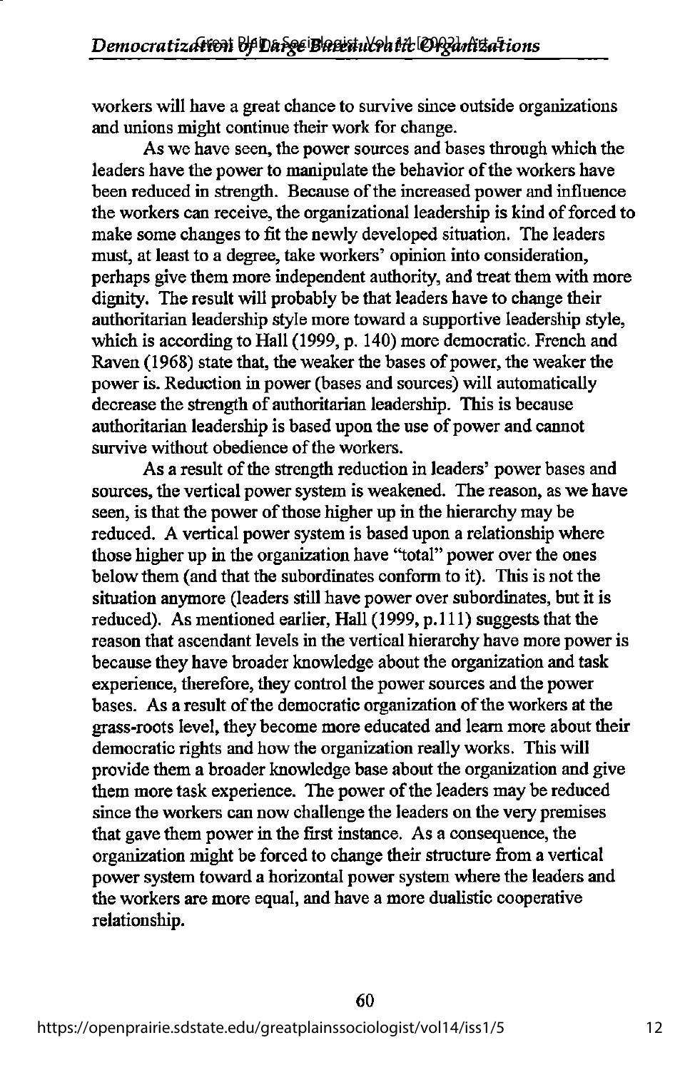workers will have a great chance to survive since outside organizations and unions might continue their work for change.

As we have seen, the power sources and bases through which the leaders have the power to manipulate the behavior of the workers have been reduced in strength. Because of the increased power and influence the workers can receive, the organizational leadership is kind of forced to make some changes to fit the newly developed situation. The leaders must, at least to a degree, take workers' opinion into consideration, perhaps give them more independent authority, and treat them with more dignity. The result will probably be that leaders have to change their authoritarian leadership style more toward a supportive leadership style, which is according to Hall (1999, p. 140) more democratic. French and Raven (1968) state that, the weaker the bases of power, the weaker the power is. Reduction in power (bases and sources) will automatically decrease the strength of authoritarian leadership. This is because authoritarian leadership is based upon the use of power and cannot survive without obedience of the workers.

As a result of the strength reduction in leaders' power bases and sources, the vertical power system is weakened. The reason, as we have seen, is that the power of those higher up in the hierarchy may be reduced. A vertical power system is based upon a relationship where those higher up in the organization have "total" power over the ones below them (and that the subordinates conform to it). This is not the situation anymore (leaders still have power over subordinates, but it is reduced). As mentioned earlier, Hall (1999, p.111) suggests that the reason that ascendant levels in the vertical hierarchy have more power is because they have broader knowledge about the organization and task experience, therefore, they control the power sources and the power bases. As a result of the democratic organization of the workers at the grass-roots level, they become more educated and learn more about their democratic rights and how the organization really works. This will provide them a broader knowledge base about the organization and give them more task experience. The power of the leaders may be reduced since the workers can now challenge the leaders on the very premises that gave them power in the first instance. As a consequence, the organization might be forced to change their structure from a vertical power system toward a horizontal power system where the leaders and the workers are more equal, and have a more dualistic cooperative relationship.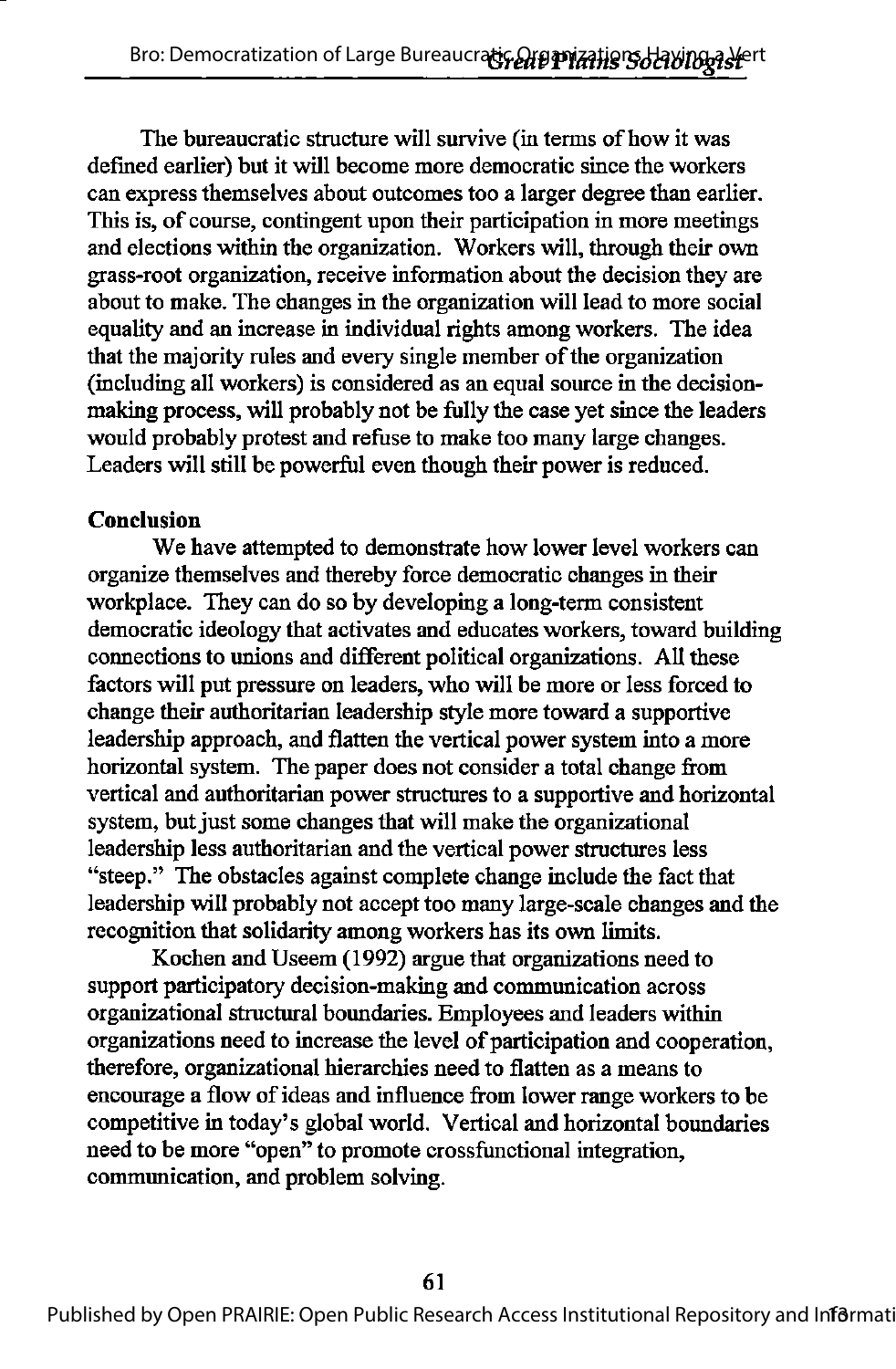The bureaucratic structure will survive (in terms of how it was defined earlier) but it will become more democratic since the workers can express themselves about outcomes too a larger degree than earlier. This is, of course, contingent upon their participation in more meetings and elections within the organization. Workers will, through their own grass-root organization, receive information about the decision they are about to make. The changes in the organization will lead to more social equality and an increase in individual rights among workers. The idea that the majority rules and every single member of the organization (including all workers) is considered as an equal source in the decision-making process, will probably not be fully the case yet since the leaders would probably protest and refuse to make too many large changes. Leaders will still be powerful even though their power is reduced.

**Conclusion**

We have attempted to demonstrate how lower level workers can organize themselves and thereby force democratic changes in their workplace. They can do so by developing a long-term consistent democratic ideology that activates and educates workers, toward building connections to unions and different political organizations. All these factors will put pressure on leaders, who will be more or less forced to change their authoritarian leadership style more toward a supportive leadership approach, and flatten the vertical power system into a more horizontal system. The paper does not consider a total change from vertical and authoritarian power structures to a supportive and horizontal system, but just some changes that will make the organizational leadership less authoritarian and the vertical power structures less "steep." The obstacles against complete change include the fact that leadership will probably not accept too many large-scale changes and the recognition that solidarity among workers has its own limits.

Kochen and Useem (1992) argue that organizations need to support participatory decision-making and communication across organizational structural boundaries. Employees and leaders within organizations need to increase the level of participation and cooperation, therefore, organizational hierarchies need to flatten as a means to encourage a flow of ideas and influence from lower range workers to be competitive in today's global world. Vertical and horizontal boundaries need to be more "open" to promote crossfunctional integration, communication, and problem solving.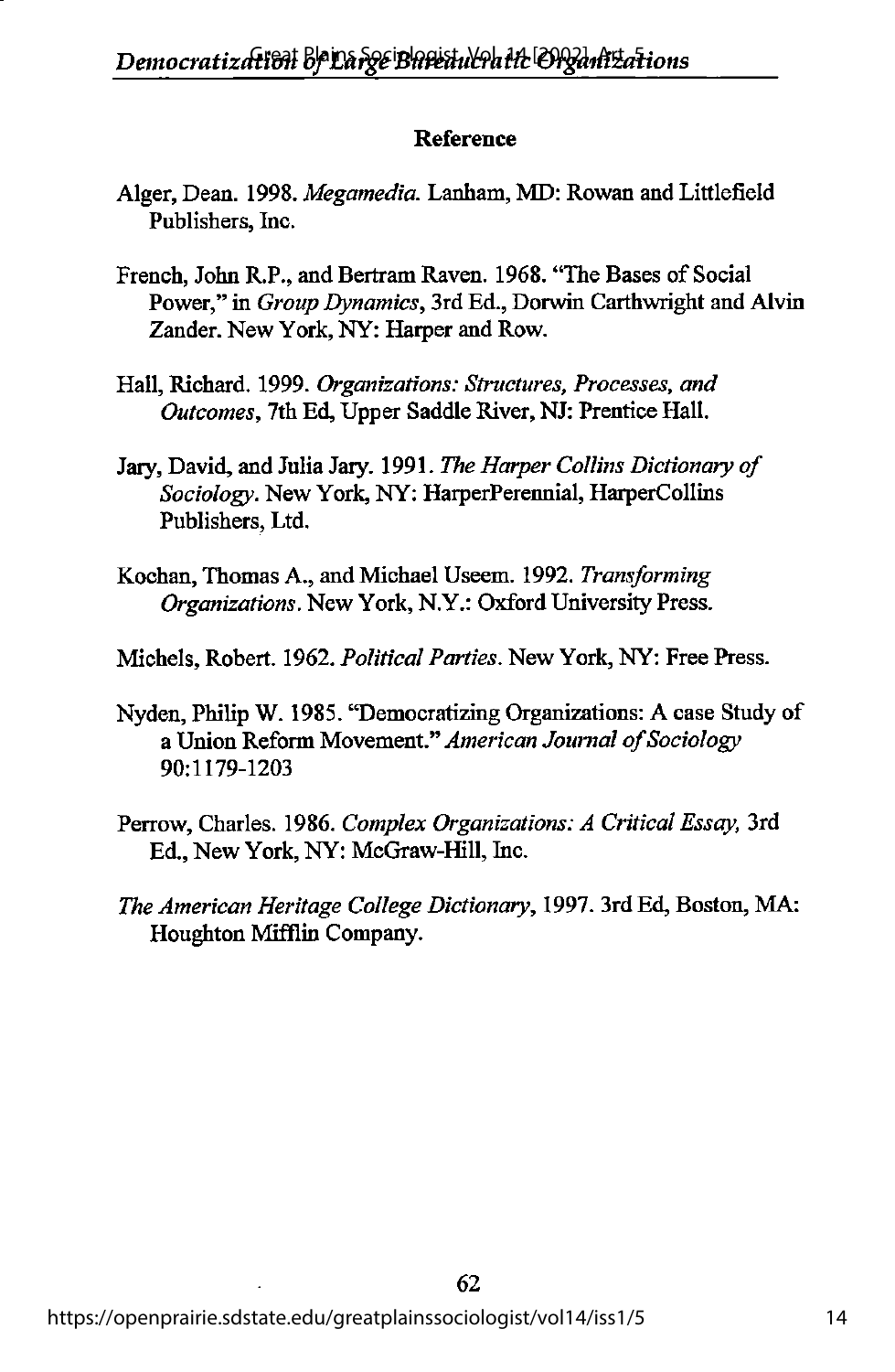## Reference

Alger, Dean. 1998. *Megamedia.* Lanham, MD: Rowan and Littlefield Publishers, Inc.

French, John R.P., and Bertram Raven. 1968. "The Bases of Social Power," in *Group Dynamics*, 3rd Ed., Dorwin Carthwright and Alvin Zander. New York, NY: Harper and Row.

Hall, Richard. 1999. *Organizations: Structures, Processes, and Outcomes*, 7th Ed, Upper Saddle River, NJ: Prentice Hall.

Jary, David, and Julia Jary. 1991. *The Harper Collins Dictionary of Sociology.* New York, NY: HarperPerennial, HarperCollins Publishers, Ltd.

Kochan, Thomas A., and Michael Useem. 1992. *Transforming Organizations.* New York, N.Y.: Oxford University Press.

Michels, Robert. 1962. *Political Parties.* New York, NY: Free Press.

Nyden, Philip W. 1985. "Democratizing Organizations: A case Study of a Union Reform Movement." *American Journal of Sociology* 90:1179-1203

Perrow, Charles. 1986. *Complex Organizations: A Critical Essay,* 3rd Ed., New York, NY: McGraw-Hill, Inc.

*The American Heritage College Dictionary*, 1997. 3rd Ed, Boston, MA: Houghton Mifflin Company.